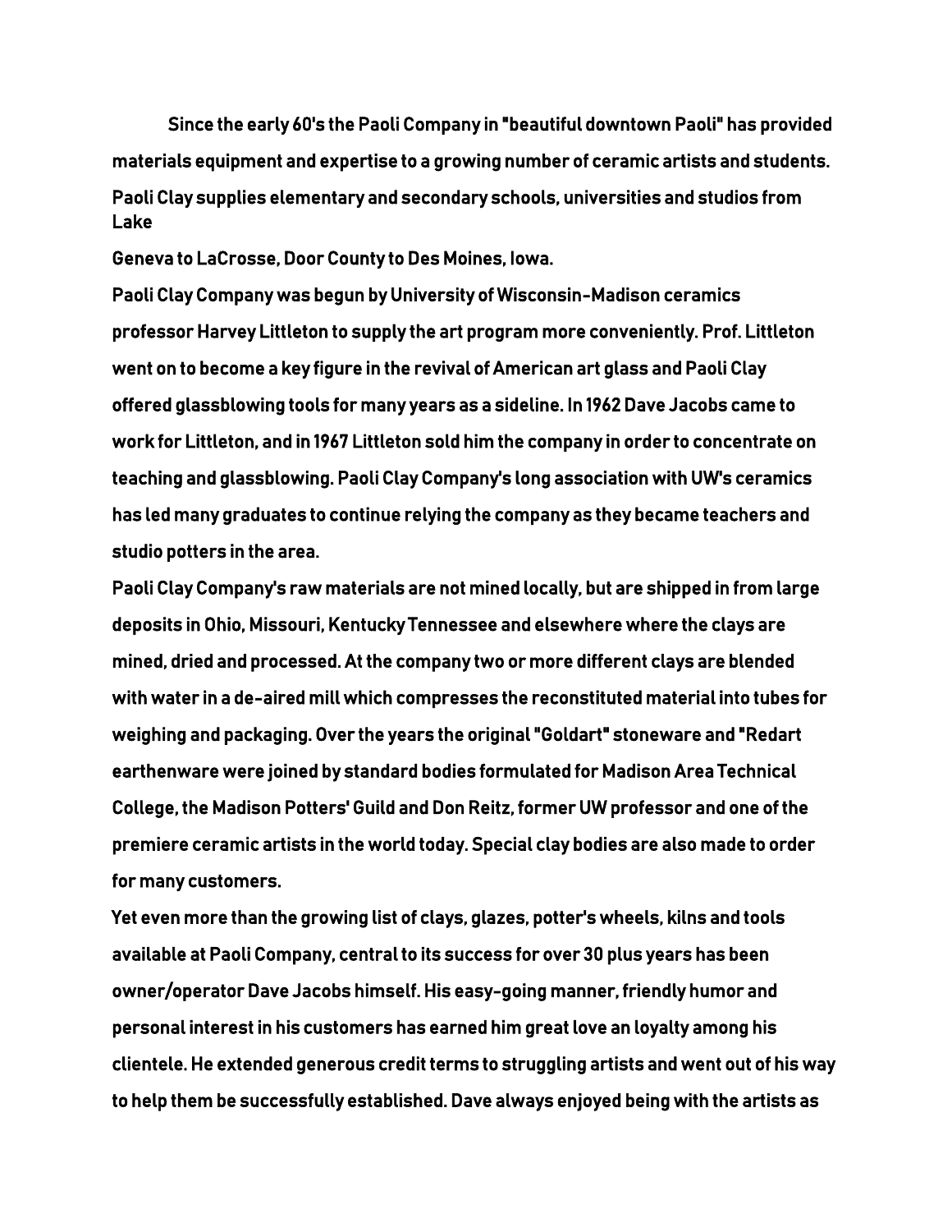Since the early 60's the Paoli Company in "beautiful downtown Paoli" has provided materials equipment and expertise to a growing number of ceramic artists and students. Paoli Clay supplies elementary and secondary schools, universities and studios from Lake Geneva to LaCrosse, Door County to Des Moines, Iowa.

Paoli Clay Company was begun by University of Wisconsin-Madison ceramics professor Harvey Littleton to supply the art program more conveniently. Prof. Littleton went on to become a key figure in the revival of American art glass and Paoli Clay offered glassblowing tools for many years as a sideline. In 1962 Dave Jacobs came to work for Littleton, and in 1967 Littleton sold him the company in order to concentrate on teaching and glassblowing. Paoli Clay Company's long association with UW's ceramics has led many graduates to continue relying the company as they became teachers and studio potters in the area.

Paoli Clay Company's raw materials are not mined locally, but are shipped in from large deposits in Ohio, Missouri, Kentucky Tennessee and elsewhere where the clays are mined, dried and processed. At the company two or more different clays are blended with water in a de-aired mill which compresses the reconstituted material into tubes for weighing and packaging. Over the years the original "Goldart" stoneware and "Redart earthenware were joined by standard bodies formulated for Madison Area Technical College, the Madison Potters' Guild and Don Reitz, former UW professor and one of the premiere ceramic artists in the world today. Special clay bodies are also made to order for many customers.

Yet even more than the growing list of clays, glazes, potter's wheels, kilns and tools available at Paoli Company, central to its success for over 30 plus years has been owner/operator Dave Jacobs himself. His easy-going manner, friendly humor and personal interest in his customers has earned him great love an loyalty among his clientele. He extended generous credit terms to struggling artists and went out of his way to help them be successfully established. Dave always enjoyed being with the artists as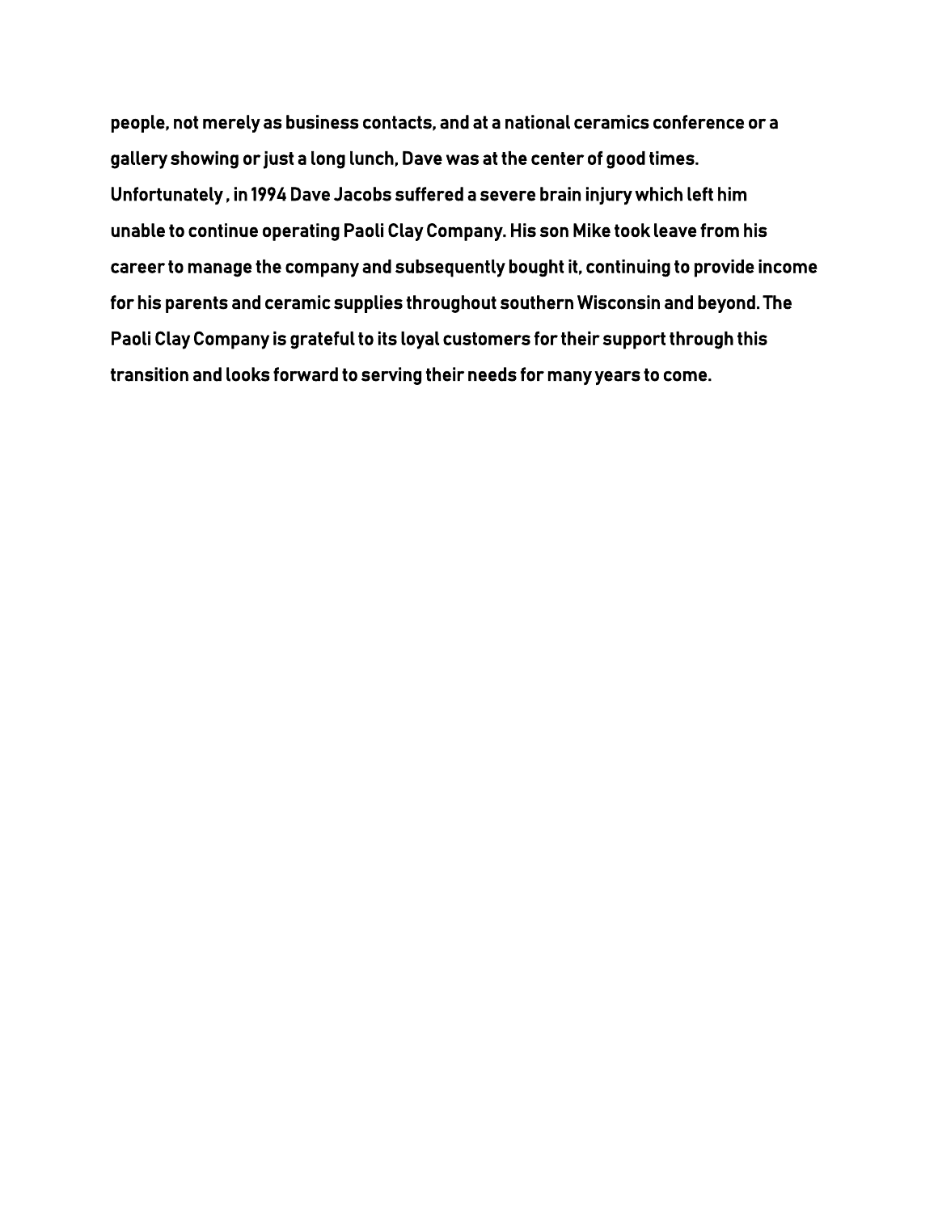people, not merely as business contacts, and at a national ceramics conference or a gallery showing or just a long lunch, Dave was at the center of good times. Unfortunately , in 1994 Dave Jacobs suffered a severe brain injury which left him unable to continue operating Paoli Clay Company. His son Mike took leave from his career to manage the company and subsequently bought it, continuing to provide income for his parents and ceramic supplies throughout southern Wisconsin and beyond. The Paoli Clay Company is grateful to its loyal customers for their support through this transition and looks forward to serving their needs for many years to come.